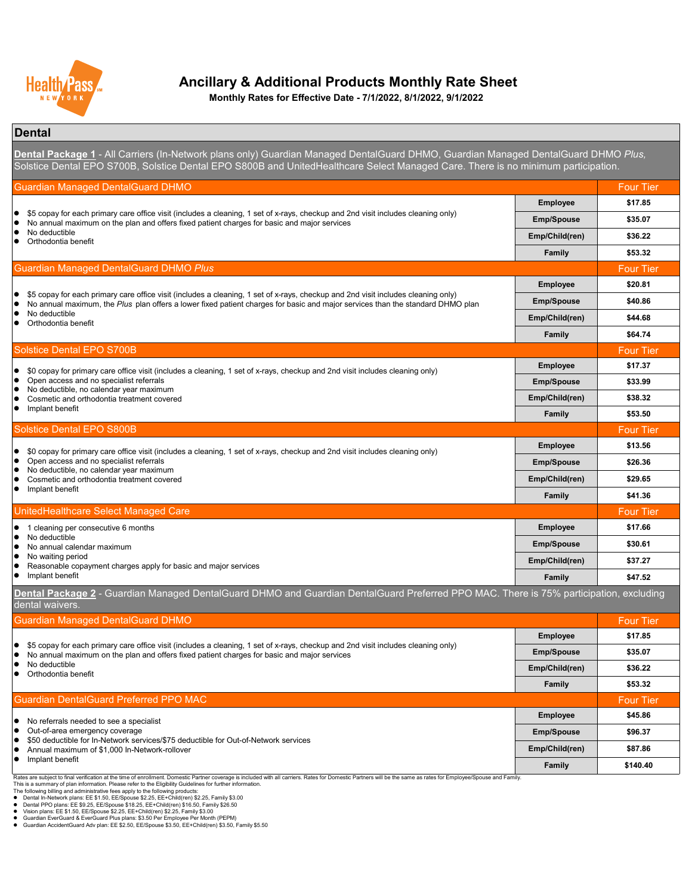# Ancillary & Additional Products Monthly Rate Sheet

**Monthly Rates for Effective Date - 7/1/2022, 8/1/2022, 9/1/2022**

## Dental

**Dental Package 1** - All Carriers (In-Network plans only) Guardian Managed DentalGuard DHMO, Guardian Managed DentalGuard DHMO *Plus*, Solstice Dental EPO S700B, Solstice Dental EPO S800B and UnitedHealthcare Select Managed Care. There is no minimum participation.

### Guardian Managed DentalGuard DHMO

- $5 copay for each primary care office visit (includes a cleaning, 1 set of x-rays, checkup and 2nd visit includes cleaning only)
- No annual maximum on the plan and offers fixed patient charges for basic and major services
- No deductible
- Orthodontia benefit

| Tier | Four Tier |
|---|---|
| Employee | $17.85 |
| Emp/Spouse | $35.07 |
| Emp/Child(ren) | $36.22 |
| Family | $53.32 |

### Guardian Managed DentalGuard DHMO *Plus*

- $5 copay for each primary care office visit (includes a cleaning, 1 set of x-rays, checkup and 2nd visit includes cleaning only)
- No annual maximum, the *Plus* plan offers a lower fixed patient charges for basic and major services than the standard DHMO plan
- No deductible
- Orthodontia benefit

| Tier | Four Tier |
|---|---|
| Employee | $20.81 |
| Emp/Spouse | $40.86 |
| Emp/Child(ren) | $44.68 |
| Family | $64.74 |

### Solstice Dental EPO S700B

- $0 copay for primary care office visit (includes a cleaning, 1 set of x-rays, checkup and 2nd visit includes cleaning only)
- Open access and no specialist referrals
- No deductible, no calendar year maximum
- Cosmetic and orthodontia treatment covered
- Implant benefit

| Tier | Four Tier |
|---|---|
| Employee | $17.37 |
| Emp/Spouse | $33.99 |
| Emp/Child(ren) | $38.32 |
| Family | $53.50 |

### Solstice Dental EPO S800B

- $0 copay for primary care office visit (includes a cleaning, 1 set of x-rays, checkup and 2nd visit includes cleaning only)
- Open access and no specialist referrals
- No deductible, no calendar year maximum
- Cosmetic and orthodontia treatment covered
- Implant benefit

| Tier | Four Tier |
|---|---|
| Employee | $13.56 |
| Emp/Spouse | $26.36 |
| Emp/Child(ren) | $29.65 |
| Family | $41.36 |

### UnitedHealthcare Select Managed Care

- 1 cleaning per consecutive 6 months
- No deductible
- No annual calendar maximum
- No waiting period
- Reasonable copayment charges apply for basic and major services
- Implant benefit

| Tier | Four Tier |
|---|---|
| Employee | $17.66 |
| Emp/Spouse | $30.61 |
| Emp/Child(ren) | $37.27 |
| Family | $47.52 |

**Dental Package 2** - Guardian Managed DentalGuard DHMO and Guardian DentalGuard Preferred PPO MAC. There is 75% participation, excluding dental waivers.

### Guardian Managed DentalGuard DHMO

- $5 copay for each primary care office visit (includes a cleaning, 1 set of x-rays, checkup and 2nd visit includes cleaning only)
- No annual maximum on the plan and offers fixed patient charges for basic and major services
- No deductible
- Orthodontia benefit

| Tier | Four Tier |
|---|---|
| Employee | $17.85 |
| Emp/Spouse | $35.07 |
| Emp/Child(ren) | $36.22 |
| Family | $53.32 |

### Guardian DentalGuard Preferred PPO MAC

- No referrals needed to see a specialist
- Out-of-area emergency coverage
- $50 deductible for In-Network services/$75 deductible for Out-of-Network services
- Annual maximum of $1,000 In-Network-rollover
- Implant benefit

| Tier | Four Tier |
|---|---|
| Employee | $45.86 |
| Emp/Spouse | $96.37 |
| Emp/Child(ren) | $87.86 |
| Family | $140.40 |

Rates are subject to final verification at the time of enrollment. Domestic Partner coverage is included with all carriers. Rates for Domestic Partners will be the same as rates for Employee/Spouse and Family.
This is a summary of plan information. Please refer to the Eligibility Guidelines for further information.
The following billing and administrative fees apply to the following products:

- Dental In-Network plans: EE $1.50, EE/Spouse $2.25, EE+Child(ren) $2.25, Family $3.00
- Dental PPO plans: EE $9.25, EE/Spouse $18.25, EE+Child(ren) $16.50, Family $26.50
- Vision plans: EE $1.50, EE/Spouse $2.25, EE+Child(ren) $2.25, Family $3.00
- Guardian EverGuard & EverGuard Plus plans: $3.50 Per Employee Per Month (PEPM)
- Guardian AccidentGuard Adv plan: EE $2.50, EE/Spouse $3.50, EE+Child(ren) $3.50, Family $5.50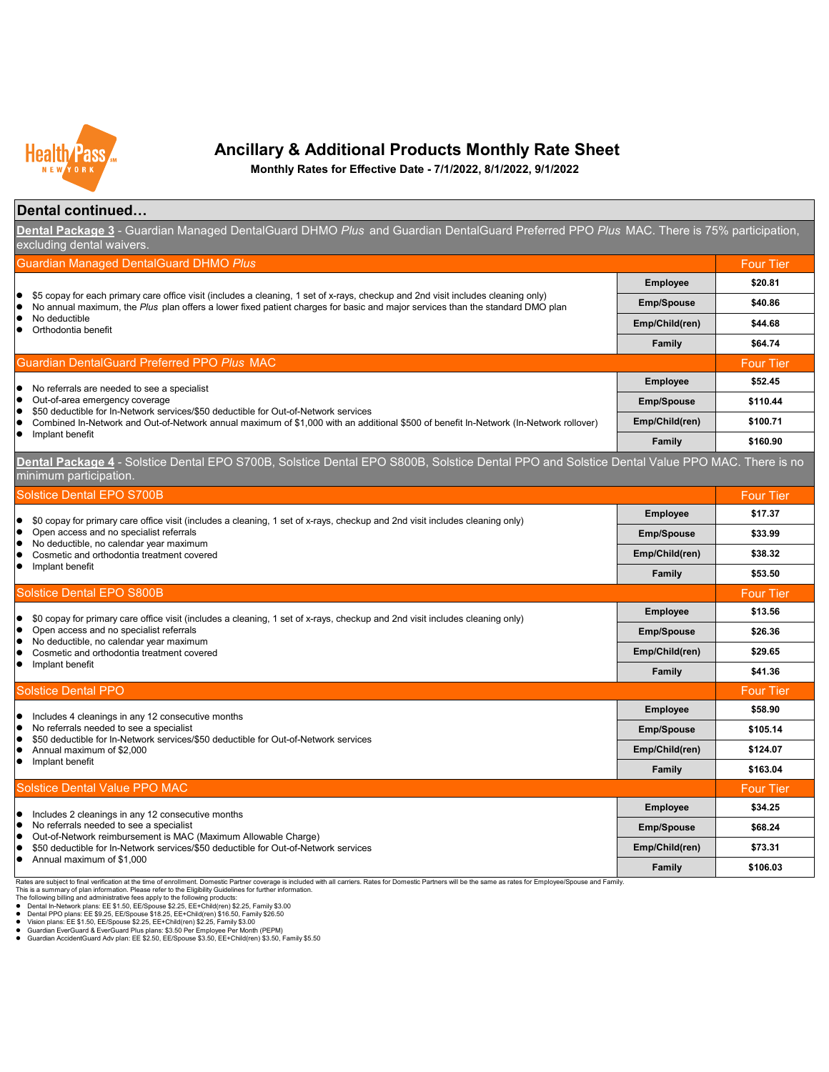# Ancillary & Additional Products Monthly Rate Sheet

**Monthly Rates for Effective Date - 7/1/2022, 8/1/2022, 9/1/2022**

## Dental continued…

**Dental Package 3** - Guardian Managed DentalGuard DHMO *Plus* and Guardian DentalGuard Preferred PPO *Plus* MAC. There is 75% participation, excluding dental waivers.

### Guardian Managed DentalGuard DHMO *Plus*

- $5 copay for each primary care office visit (includes a cleaning, 1 set of x-rays, checkup and 2nd visit includes cleaning only)
- No annual maximum, the *Plus* plan offers a lower fixed patient charges for basic and major services than the standard DMO plan
- No deductible
- Orthodontia benefit

| Four Tier | |
|---|---|
| Employee | $20.81 |
| Emp/Spouse | $40.86 |
| Emp/Child(ren) | $44.68 |
| Family | $64.74 |

### Guardian DentalGuard Preferred PPO *Plus* MAC

- No referrals are needed to see a specialist
- Out-of-area emergency coverage
- $50 deductible for In-Network services/$50 deductible for Out-of-Network services
- Combined In-Network and Out-of-Network annual maximum of $1,000 with an additional $500 of benefit In-Network (In-Network rollover)
- Implant benefit

| Four Tier | |
|---|---|
| Employee | $52.45 |
| Emp/Spouse | $110.44 |
| Emp/Child(ren) | $100.71 |
| Family | $160.90 |

**Dental Package 4** - Solstice Dental EPO S700B, Solstice Dental EPO S800B, Solstice Dental PPO and Solstice Dental Value PPO MAC. There is no minimum participation.

### Solstice Dental EPO S700B

- $0 copay for primary care office visit (includes a cleaning, 1 set of x-rays, checkup and 2nd visit includes cleaning only)
- Open access and no specialist referrals
- No deductible, no calendar year maximum
- Cosmetic and orthodontia treatment covered
- Implant benefit

| Four Tier | |
|---|---|
| Employee | $17.37 |
| Emp/Spouse | $33.99 |
| Emp/Child(ren) | $38.32 |
| Family | $53.50 |

### Solstice Dental EPO S800B

- $0 copay for primary care office visit (includes a cleaning, 1 set of x-rays, checkup and 2nd visit includes cleaning only)
- Open access and no specialist referrals
- No deductible, no calendar year maximum
- Cosmetic and orthodontia treatment covered
- Implant benefit

| Four Tier | |
|---|---|
| Employee | $13.56 |
| Emp/Spouse | $26.36 |
| Emp/Child(ren) | $29.65 |
| Family | $41.36 |

### Solstice Dental PPO

- Includes 4 cleanings in any 12 consecutive months
- No referrals needed to see a specialist
- $50 deductible for In-Network services/$50 deductible for Out-of-Network services
- Annual maximum of $2,000
- Implant benefit

| Four Tier | |
|---|---|
| Employee | $58.90 |
| Emp/Spouse | $105.14 |
| Emp/Child(ren) | $124.07 |
| Family | $163.04 |

### Solstice Dental Value PPO MAC

- Includes 2 cleanings in any 12 consecutive months
- No referrals needed to see a specialist
- Out-of-Network reimbursement is MAC (Maximum Allowable Charge)
- $50 deductible for In-Network services/$50 deductible for Out-of-Network services
- Annual maximum of $1,000

| Four Tier | |
|---|---|
| Employee | $34.25 |
| Emp/Spouse | $68.24 |
| Emp/Child(ren) | $73.31 |
| Family | $106.03 |

Rates are subject to final verification at the time of enrollment. Domestic Partner coverage is included with all carriers. Rates for Domestic Partners will be the same as rates for Employee/Spouse and Family.
This is a summary of plan information. Please refer to the Eligibility Guidelines for further information.
The following billing and administrative fees apply to the following products:

- Dental In-Network plans: EE $1.50, EE/Spouse $2.25, EE+Child(ren) $2.25, Family $3.00
- Dental PPO plans: EE $9.25, EE/Spouse $18.25, EE+Child(ren) $16.50, Family $26.50
- Vision plans: EE $1.50, EE/Spouse $2.25, EE+Child(ren) $2.25, Family $3.00
- Guardian EverGuard & EverGuard Plus plans: $3.50 Per Employee Per Month (PEPM)
- Guardian AccidentGuard Adv plan: EE $2.50, EE/Spouse $3.50, EE+Child(ren) $3.50, Family $5.50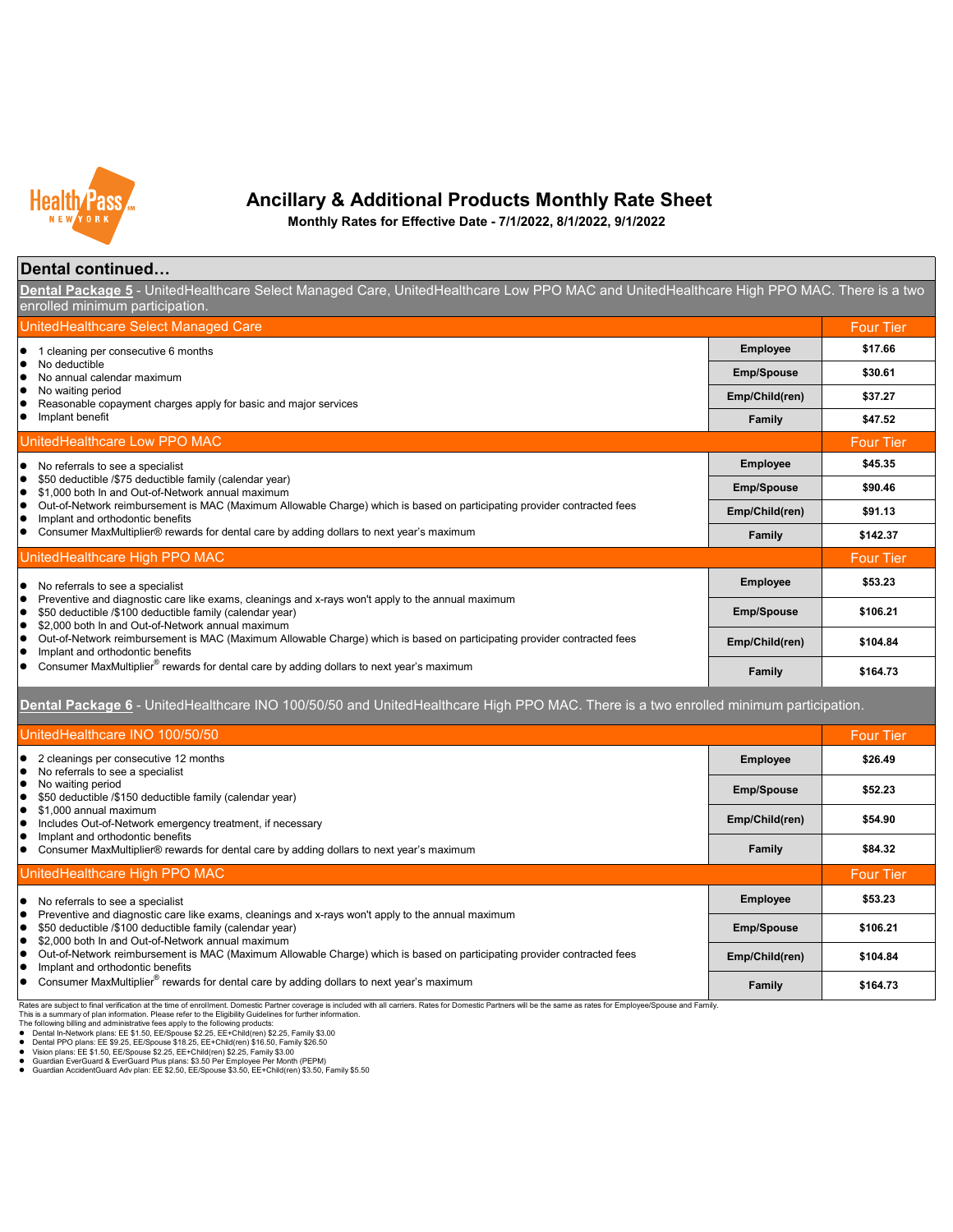# Ancillary & Additional Products Monthly Rate Sheet

**Monthly Rates for Effective Date - 7/1/2022, 8/1/2022, 9/1/2022**

## Dental continued…

**Dental Package 5** - UnitedHealthcare Select Managed Care, UnitedHealthcare Low PPO MAC and UnitedHealthcare High PPO MAC. There is a two enrolled minimum participation.

| UnitedHealthcare Select Managed Care | | Four Tier |
|---|---|---|
| • 1 cleaning per consecutive 6 months<br>• No deductible<br>• No annual calendar maximum<br>• No waiting period<br>• Reasonable copayment charges apply for basic and major services<br>• Implant benefit | **Employee** | **$17.66** |
| | **Emp/Spouse** | **$30.61** |
| | **Emp/Child(ren)** | **$37.27** |
| | **Family** | **$47.52** |

| UnitedHealthcare Low PPO MAC | | Four Tier |
|---|---|---|
| • No referrals to see a specialist<br>• $50 deductible /$75 deductible family (calendar year)<br>• $1,000 both In and Out-of-Network annual maximum<br>• Out-of-Network reimbursement is MAC (Maximum Allowable Charge) which is based on participating provider contracted fees<br>• Implant and orthodontic benefits<br>• Consumer MaxMultiplier® rewards for dental care by adding dollars to next year's maximum | **Employee** | **$45.35** |
| | **Emp/Spouse** | **$90.46** |
| | **Emp/Child(ren)** | **$91.13** |
| | **Family** | **$142.37** |

| UnitedHealthcare High PPO MAC | | Four Tier |
|---|---|---|
| • No referrals to see a specialist<br>• Preventive and diagnostic care like exams, cleanings and x-rays won't apply to the annual maximum<br>• $50 deductible /$100 deductible family (calendar year)<br>• $2,000 both In and Out-of-Network annual maximum<br>• Out-of-Network reimbursement is MAC (Maximum Allowable Charge) which is based on participating provider contracted fees<br>• Implant and orthodontic benefits<br>• Consumer MaxMultiplier® rewards for dental care by adding dollars to next year's maximum | **Employee** | **$53.23** |
| | **Emp/Spouse** | **$106.21** |
| | **Emp/Child(ren)** | **$104.84** |
| | **Family** | **$164.73** |

**Dental Package 6** - UnitedHealthcare INO 100/50/50 and UnitedHealthcare High PPO MAC. There is a two enrolled minimum participation.

| UnitedHealthcare INO 100/50/50 | | Four Tier |
|---|---|---|
| • 2 cleanings per consecutive 12 months<br>• No referrals to see a specialist<br>• No waiting period<br>• $50 deductible /$150 deductible family (calendar year)<br>• $1,000 annual maximum<br>• Includes Out-of-Network emergency treatment, if necessary<br>• Implant and orthodontic benefits<br>• Consumer MaxMultiplier® rewards for dental care by adding dollars to next year's maximum | **Employee** | **$26.49** |
| | **Emp/Spouse** | **$52.23** |
| | **Emp/Child(ren)** | **$54.90** |
| | **Family** | **$84.32** |

| UnitedHealthcare High PPO MAC | | Four Tier |
|---|---|---|
| • No referrals to see a specialist<br>• Preventive and diagnostic care like exams, cleanings and x-rays won't apply to the annual maximum<br>• $50 deductible /$100 deductible family (calendar year)<br>• $2,000 both In and Out-of-Network annual maximum<br>• Out-of-Network reimbursement is MAC (Maximum Allowable Charge) which is based on participating provider contracted fees<br>• Implant and orthodontic benefits<br>• Consumer MaxMultiplier® rewards for dental care by adding dollars to next year's maximum | **Employee** | **$53.23** |
| | **Emp/Spouse** | **$106.21** |
| | **Emp/Child(ren)** | **$104.84** |
| | **Family** | **$164.73** |

Rates are subject to final verification at the time of enrollment. Domestic Partner coverage is included with all carriers. Rates for Domestic Partners will be the same as rates for Employee/Spouse and Family.
This is a summary of plan information. Please refer to the Eligibility Guidelines for further information.
The following billing and administrative fees apply to the following products:

- Dental In-Network plans: EE $1.50, EE/Spouse $2.25, EE+Child(ren) $2.25, Family $3.00
- Dental PPO plans: EE $9.25, EE/Spouse $18.25, EE+Child(ren) $16.50, Family $26.50
- Vision plans: EE $1.50, EE/Spouse $2.25, EE+Child(ren) $2.25, Family $3.00
- Guardian EverGuard & EverGuard Plus plans: $3.50 Per Employee Per Month (PEPM)
- Guardian AccidentGuard Adv plan: EE $2.50, EE/Spouse $3.50, EE+Child(ren) $3.50, Family $5.50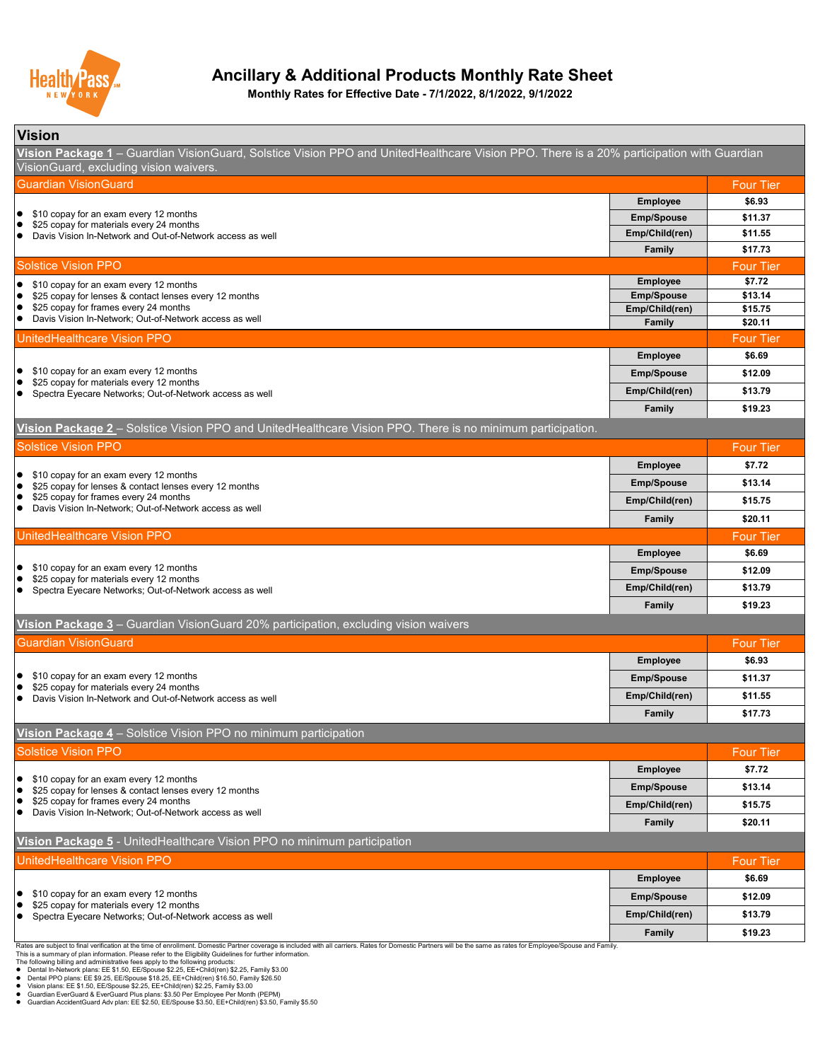# Ancillary & Additional Products Monthly Rate Sheet

**Monthly Rates for Effective Date - 7/1/2022, 8/1/2022, 9/1/2022**

## Vision

### Vision Package 1 – Guardian VisionGuard, Solstice Vision PPO and UnitedHealthcare Vision PPO. There is a 20% participation with Guardian VisionGuard, excluding vision waivers.

| Guardian VisionGuard | | Four Tier |
|---|---|---|
| • $10 copay for an exam every 12 months<br>• $25 copay for materials every 24 months<br>• Davis Vision In-Network and Out-of-Network access as well | Employee | $6.93 |
| | Emp/Spouse | $11.37 |
| | Emp/Child(ren) | $11.55 |
| | Family | $17.73 |

| Solstice Vision PPO | | Four Tier |
|---|---|---|
| • $10 copay for an exam every 12 months<br>• $25 copay for lenses & contact lenses every 12 months<br>• $25 copay for frames every 24 months<br>• Davis Vision In-Network; Out-of-Network access as well | Employee | $7.72 |
| | Emp/Spouse | $13.14 |
| | Emp/Child(ren) | $15.75 |
| | Family | $20.11 |

| UnitedHealthcare Vision PPO | | Four Tier |
|---|---|---|
| • $10 copay for an exam every 12 months<br>• $25 copay for materials every 12 months<br>• Spectra Eyecare Networks; Out-of-Network access as well | Employee | $6.69 |
| | Emp/Spouse | $12.09 |
| | Emp/Child(ren) | $13.79 |
| | Family | $19.23 |

### Vision Package 2 – Solstice Vision PPO and UnitedHealthcare Vision PPO. There is no minimum participation.

| Solstice Vision PPO | | Four Tier |
|---|---|---|
| • $10 copay for an exam every 12 months<br>• $25 copay for lenses & contact lenses every 12 months<br>• $25 copay for frames every 24 months<br>• Davis Vision In-Network; Out-of-Network access as well | Employee | $7.72 |
| | Emp/Spouse | $13.14 |
| | Emp/Child(ren) | $15.75 |
| | Family | $20.11 |

| UnitedHealthcare Vision PPO | | Four Tier |
|---|---|---|
| • $10 copay for an exam every 12 months<br>• $25 copay for materials every 12 months<br>• Spectra Eyecare Networks; Out-of-Network access as well | Employee | $6.69 |
| | Emp/Spouse | $12.09 |
| | Emp/Child(ren) | $13.79 |
| | Family | $19.23 |

### Vision Package 3 – Guardian VisionGuard 20% participation, excluding vision waivers

| Guardian VisionGuard | | Four Tier |
|---|---|---|
| • $10 copay for an exam every 12 months<br>• $25 copay for materials every 24 months<br>• Davis Vision In-Network and Out-of-Network access as well | Employee | $6.93 |
| | Emp/Spouse | $11.37 |
| | Emp/Child(ren) | $11.55 |
| | Family | $17.73 |

### Vision Package 4 – Solstice Vision PPO no minimum participation

| Solstice Vision PPO | | Four Tier |
|---|---|---|
| • $10 copay for an exam every 12 months<br>• $25 copay for lenses & contact lenses every 12 months<br>• $25 copay for frames every 24 months<br>• Davis Vision In-Network; Out-of-Network access as well | Employee | $7.72 |
| | Emp/Spouse | $13.14 |
| | Emp/Child(ren) | $15.75 |
| | Family | $20.11 |

### Vision Package 5 - UnitedHealthcare Vision PPO no minimum participation

| UnitedHealthcare Vision PPO | | Four Tier |
|---|---|---|
| • $10 copay for an exam every 12 months<br>• $25 copay for materials every 12 months<br>• Spectra Eyecare Networks; Out-of-Network access as well | Employee | $6.69 |
| | Emp/Spouse | $12.09 |
| | Emp/Child(ren) | $13.79 |
| | Family | $19.23 |

Rates are subject to final verification at the time of enrollment. Domestic Partner coverage is included with all carriers. Rates for Domestic Partners will be the same as rates for Employee/Spouse and Family.
This is a summary of plan information. Please refer to the Eligibility Guidelines for further information.
The following billing and administrative fees apply to the following products:

- Dental In-Network plans: EE $1.50, EE/Spouse $2.25, EE+Child(ren) $2.25, Family $3.00
- Dental PPO plans: EE $9.25, EE/Spouse $18.25, EE+Child(ren) $16.50, Family $26.50
- Vision plans: EE $1.50, EE/Spouse $2.25, EE+Child(ren) $2.25, Family $3.00
- Guardian EverGuard & EverGuard Plus plans: $3.50 Per Employee Per Month (PEPM)
- Guardian AccidentGuard Adv plan: EE $2.50, EE/Spouse $3.50, EE+Child(ren) $3.50, Family $5.50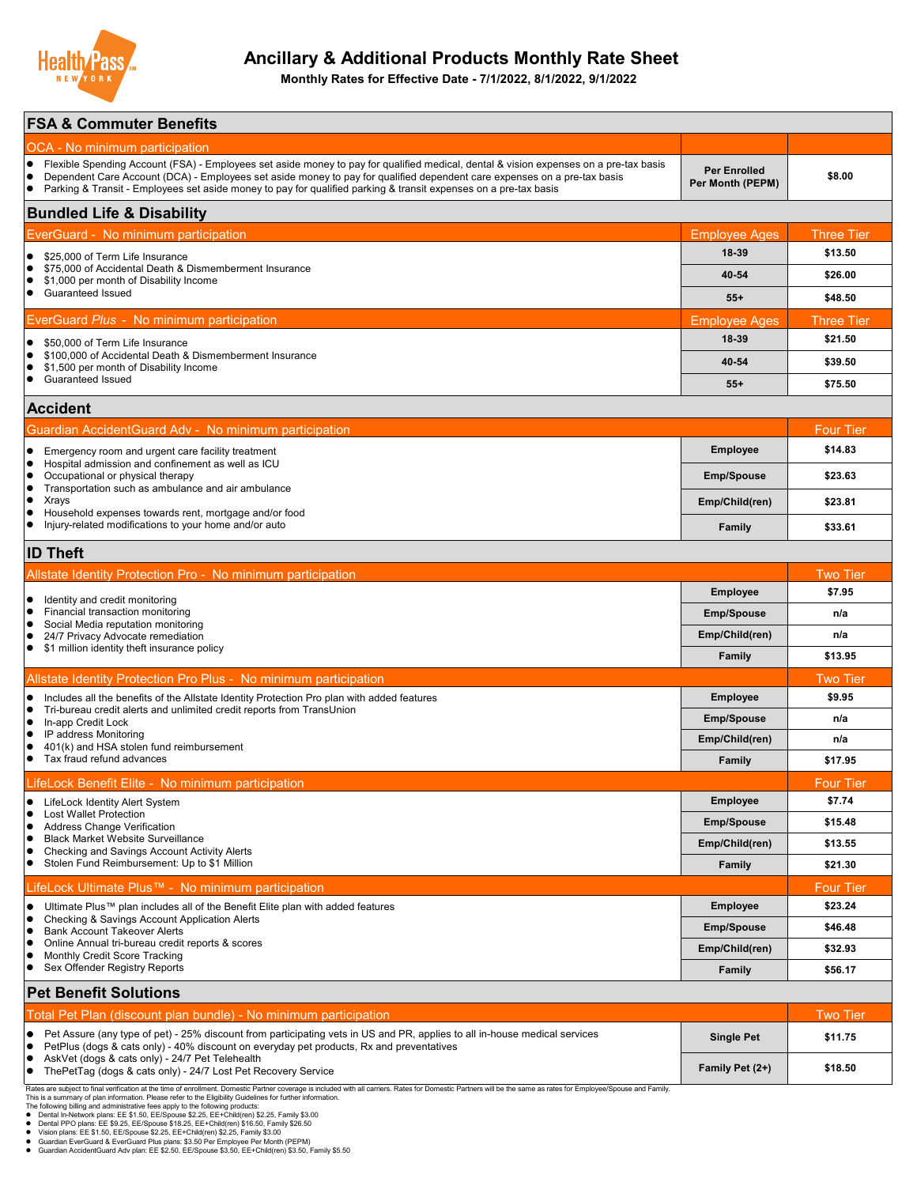# Ancillary & Additional Products Monthly Rate Sheet

**Monthly Rates for Effective Date - 7/1/2022, 8/1/2022, 9/1/2022**

## FSA & Commuter Benefits

| OCA - No minimum participation | | |
|---|---|---|
| • Flexible Spending Account (FSA) - Employees set aside money to pay for qualified medical, dental & vision expenses on a pre-tax basis<br>• Dependent Care Account (DCA) - Employees set aside money to pay for qualified dependent care expenses on a pre-tax basis<br>• Parking & Transit - Employees set aside money to pay for qualified parking & transit expenses on a pre-tax basis | **Per Enrolled Per Month (PEPM)** | **$8.00** |

## Bundled Life & Disability

| EverGuard - No minimum participation | Employee Ages | Three Tier |
|---|---|---|
| • $25,000 of Term Life Insurance<br>• $75,000 of Accidental Death & Dismemberment Insurance<br>• $1,000 per month of Disability Income<br>• Guaranteed Issued | **18-39** | **$13.50** |
| | **40-54** | **$26.00** |
| | **55+** | **$48.50** |

| EverGuard *Plus* - No minimum participation | Employee Ages | Three Tier |
|---|---|---|
| • $50,000 of Term Life Insurance<br>• $100,000 of Accidental Death & Dismemberment Insurance<br>• $1,500 per month of Disability Income<br>• Guaranteed Issued | **18-39** | **$21.50** |
| | **40-54** | **$39.50** |
| | **55+** | **$75.50** |

## Accident

| Guardian AccidentGuard Adv - No minimum participation | | Four Tier |
|---|---|---|
| • Emergency room and urgent care facility treatment<br>• Hospital admission and confinement as well as ICU<br>• Occupational or physical therapy<br>• Transportation such as ambulance and air ambulance<br>• Xrays<br>• Household expenses towards rent, mortgage and/or food<br>• Injury-related modifications to your home and/or auto | **Employee** | **$14.83** |
| | **Emp/Spouse** | **$23.63** |
| | **Emp/Child(ren)** | **$23.81** |
| | **Family** | **$33.61** |

## ID Theft

| Allstate Identity Protection Pro - No minimum participation | | Two Tier |
|---|---|---|
| • Identity and credit monitoring<br>• Financial transaction monitoring<br>• Social Media reputation monitoring<br>• 24/7 Privacy Advocate remediation<br>• $1 million identity theft insurance policy | **Employee** | **$7.95** |
| | **Emp/Spouse** | **n/a** |
| | **Emp/Child(ren)** | **n/a** |
| | **Family** | **$13.95** |

| Allstate Identity Protection Pro Plus - No minimum participation | | Two Tier |
|---|---|---|
| • Includes all the benefits of the Allstate Identity Protection Pro plan with added features<br>• Tri-bureau credit alerts and unlimited credit reports from TransUnion<br>• In-app Credit Lock<br>• IP address Monitoring<br>• 401(k) and HSA stolen fund reimbursement<br>• Tax fraud refund advances | **Employee** | **$9.95** |
| | **Emp/Spouse** | **n/a** |
| | **Emp/Child(ren)** | **n/a** |
| | **Family** | **$17.95** |

| LifeLock Benefit Elite - No minimum participation | | Four Tier |
|---|---|---|
| • LifeLock Identity Alert System<br>• Lost Wallet Protection<br>• Address Change Verification<br>• Black Market Website Surveillance<br>• Checking and Savings Account Activity Alerts<br>• Stolen Fund Reimbursement: Up to $1 Million | **Employee** | **$7.74** |
| | **Emp/Spouse** | **$15.48** |
| | **Emp/Child(ren)** | **$13.55** |
| | **Family** | **$21.30** |

| LifeLock Ultimate Plus™ - No minimum participation | | Four Tier |
|---|---|---|
| • Ultimate Plus™ plan includes all of the Benefit Elite plan with added features<br>• Checking & Savings Account Application Alerts<br>• Bank Account Takeover Alerts<br>• Online Annual tri-bureau credit reports & scores<br>• Monthly Credit Score Tracking<br>• Sex Offender Registry Reports | **Employee** | **$23.24** |
| | **Emp/Spouse** | **$46.48** |
| | **Emp/Child(ren)** | **$32.93** |
| | **Family** | **$56.17** |

## Pet Benefit Solutions

| Total Pet Plan (discount plan bundle) - No minimum participation | | Two Tier |
|---|---|---|
| • Pet Assure (any type of pet) - 25% discount from participating vets in US and PR, applies to all in-house medical services<br>• PetPlus (dogs & cats only) - 40% discount on everyday pet products, Rx and preventatives<br>• AskVet (dogs & cats only) - 24/7 Pet Telehealth<br>• ThePetTag (dogs & cats only) - 24/7 Lost Pet Recovery Service | **Single Pet** | **$11.75** |
| | **Family Pet (2+)** | **$18.50** |

Rates are subject to final verification at the time of enrollment. Domestic Partner coverage is included with all carriers. Rates for Domestic Partners will be the same as rates for Employee/Spouse and Family.
This is a summary of plan information. Please refer to the Eligibility Guidelines for further information.
The following billing and administrative fees apply to the following products:

- Dental In-Network plans: EE $1.50, EE/Spouse $2.25, EE+Child(ren) $2.25, Family $3.00
- Dental PPO plans: EE $9.25, EE/Spouse $18.25, EE+Child(ren) $16.50, Family $26.50
- Vision plans: EE $1.50, EE/Spouse $2.25, EE+Child(ren) $2.25, Family $3.00
- Guardian EverGuard & EverGuard Plus plans: $3.50 Per Employee Per Month (PEPM)
- Guardian AccidentGuard Adv plan: EE $2.50, EE/Spouse $3.50, EE+Child(ren) $3.50, Family $5.50